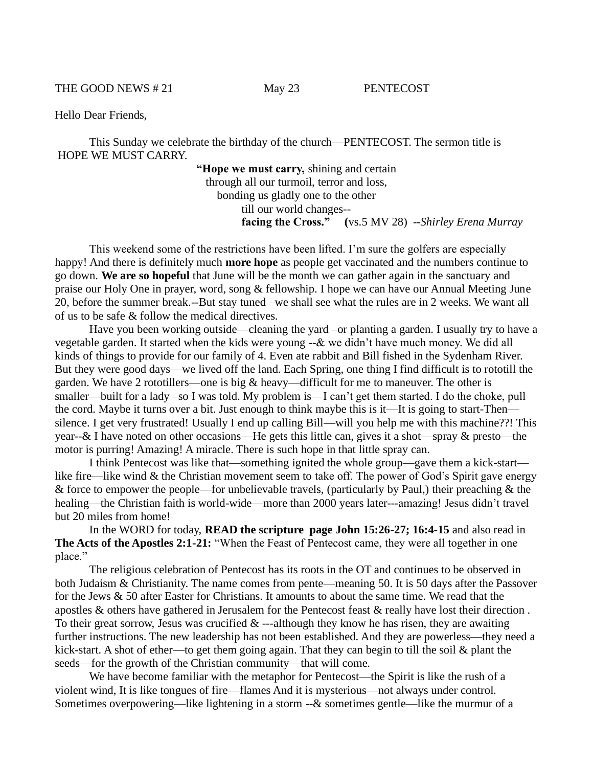THE GOOD NEWS # 21 May 23 PENTECOST

Hello Dear Friends,

This Sunday we celebrate the birthday of the church—PENTECOST. The sermon title is HOPE WE MUST CARRY.

> **"Hope we must carry,** shining and certain
> through all our turmoil, terror and loss,
> bonding us gladly one to the other
> till our world changes--
> **facing the Cross." (**vs.5 MV 28) --*Shirley Erena Murray*

This weekend some of the restrictions have been lifted. I'm sure the golfers are especially happy! And there is definitely much **more hope** as people get vaccinated and the numbers continue to go down. **We are so hopeful** that June will be the month we can gather again in the sanctuary and praise our Holy One in prayer, word, song & fellowship. I hope we can have our Annual Meeting June 20, before the summer break.--But stay tuned –we shall see what the rules are in 2 weeks. We want all of us to be safe & follow the medical directives.

Have you been working outside—cleaning the yard –or planting a garden. I usually try to have a vegetable garden. It started when the kids were young --& we didn't have much money. We did all kinds of things to provide for our family of 4. Even ate rabbit and Bill fished in the Sydenham River. But they were good days—we lived off the land. Each Spring, one thing I find difficult is to rototill the garden. We have 2 rototillers—one is big & heavy—difficult for me to maneuver. The other is smaller—built for a lady –so I was told. My problem is—I can't get them started. I do the choke, pull the cord. Maybe it turns over a bit. Just enough to think maybe this is it—It is going to start-Then—silence. I get very frustrated! Usually I end up calling Bill—will you help me with this machine??! This year--& I have noted on other occasions—He gets this little can, gives it a shot—spray & presto—the motor is purring! Amazing! A miracle. There is such hope in that little spray can.

I think Pentecost was like that—something ignited the whole group—gave them a kick-start—like fire—like wind & the Christian movement seem to take off. The power of God's Spirit gave energy & force to empower the people—for unbelievable travels, (particularly by Paul,) their preaching & the healing—the Christian faith is world-wide—more than 2000 years later---amazing! Jesus didn't travel but 20 miles from home!

In the WORD for today, **READ the scripture page John 15:26-27; 16:4-15** and also read in **The Acts of the Apostles 2:1-21:** "When the Feast of Pentecost came, they were all together in one place."

The religious celebration of Pentecost has its roots in the OT and continues to be observed in both Judaism & Christianity. The name comes from pente—meaning 50. It is 50 days after the Passover for the Jews & 50 after Easter for Christians. It amounts to about the same time. We read that the apostles & others have gathered in Jerusalem for the Pentecost feast & really have lost their direction . To their great sorrow, Jesus was crucified & ---although they know he has risen, they are awaiting further instructions. The new leadership has not been established. And they are powerless—they need a kick-start. A shot of ether—to get them going again. That they can begin to till the soil & plant the seeds—for the growth of the Christian community—that will come.

We have become familiar with the metaphor for Pentecost—the Spirit is like the rush of a violent wind, It is like tongues of fire—flames And it is mysterious—not always under control. Sometimes overpowering—like lightening in a storm --& sometimes gentle—like the murmur of a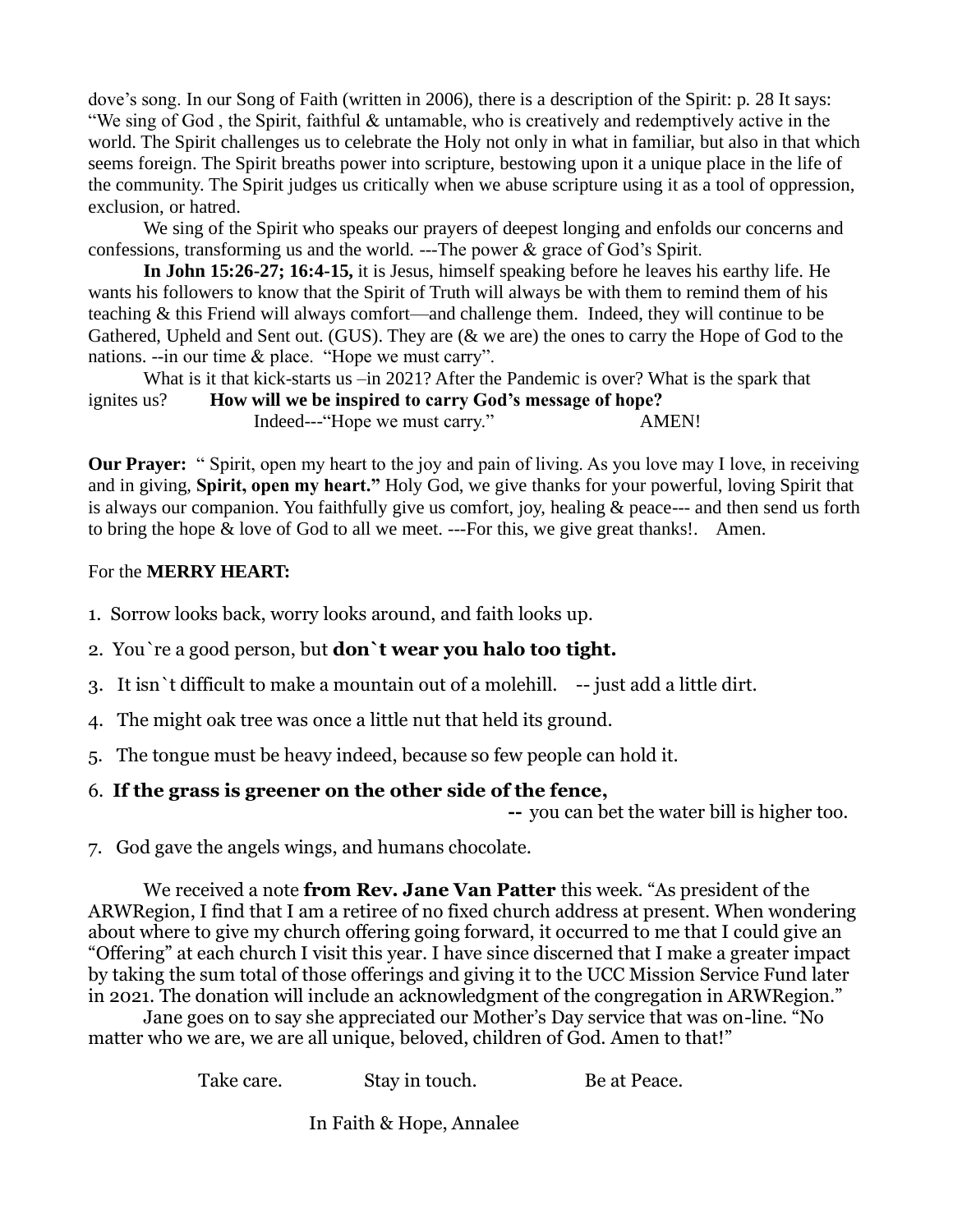dove's song. In our Song of Faith (written in 2006), there is a description of the Spirit: p. 28 It says: "We sing of God , the Spirit, faithful & untamable, who is creatively and redemptively active in the world. The Spirit challenges us to celebrate the Holy not only in what in familiar, but also in that which seems foreign. The Spirit breaths power into scripture, bestowing upon it a unique place in the life of the community. The Spirit judges us critically when we abuse scripture using it as a tool of oppression, exclusion, or hatred.

We sing of the Spirit who speaks our prayers of deepest longing and enfolds our concerns and confessions, transforming us and the world. ---The power & grace of God's Spirit.

**In John 15:26-27; 16:4-15,** it is Jesus, himself speaking before he leaves his earthy life. He wants his followers to know that the Spirit of Truth will always be with them to remind them of his teaching & this Friend will always comfort—and challenge them. Indeed, they will continue to be Gathered, Upheld and Sent out. (GUS). They are (& we are) the ones to carry the Hope of God to the nations. --in our time & place. "Hope we must carry".

What is it that kick-starts us –in 2021? After the Pandemic is over? What is the spark that ignites us? **How will we be inspired to carry God's message of hope?**

Indeed---"Hope we must carry." AMEN!

**Our Prayer:** " Spirit, open my heart to the joy and pain of living. As you love may I love, in receiving and in giving, **Spirit, open my heart."** Holy God, we give thanks for your powerful, loving Spirit that is always our companion. You faithfully give us comfort, joy, healing & peace--- and then send us forth to bring the hope & love of God to all we meet. ---For this, we give great thanks!. Amen.

For the **MERRY HEART:**

1. Sorrow looks back, worry looks around, and faith looks up.
2. You`re a good person, but **don`t wear you halo too tight.**
3. It isn`t difficult to make a mountain out of a molehill. -- just add a little dirt.
4. The might oak tree was once a little nut that held its ground.
5. The tongue must be heavy indeed, because so few people can hold it.
6. **If the grass is greener on the other side of the fence,**
   **--** you can bet the water bill is higher too.
7. God gave the angels wings, and humans chocolate.

We received a note **from Rev. Jane Van Patter** this week. "As president of the ARWRegion, I find that I am a retiree of no fixed church address at present. When wondering about where to give my church offering going forward, it occurred to me that I could give an "Offering" at each church I visit this year. I have since discerned that I make a greater impact by taking the sum total of those offerings and giving it to the UCC Mission Service Fund later in 2021. The donation will include an acknowledgment of the congregation in ARWRegion."

Jane goes on to say she appreciated our Mother's Day service that was on-line. "No matter who we are, we are all unique, beloved, children of God. Amen to that!"

Take care. Stay in touch. Be at Peace.

In Faith & Hope, Annalee